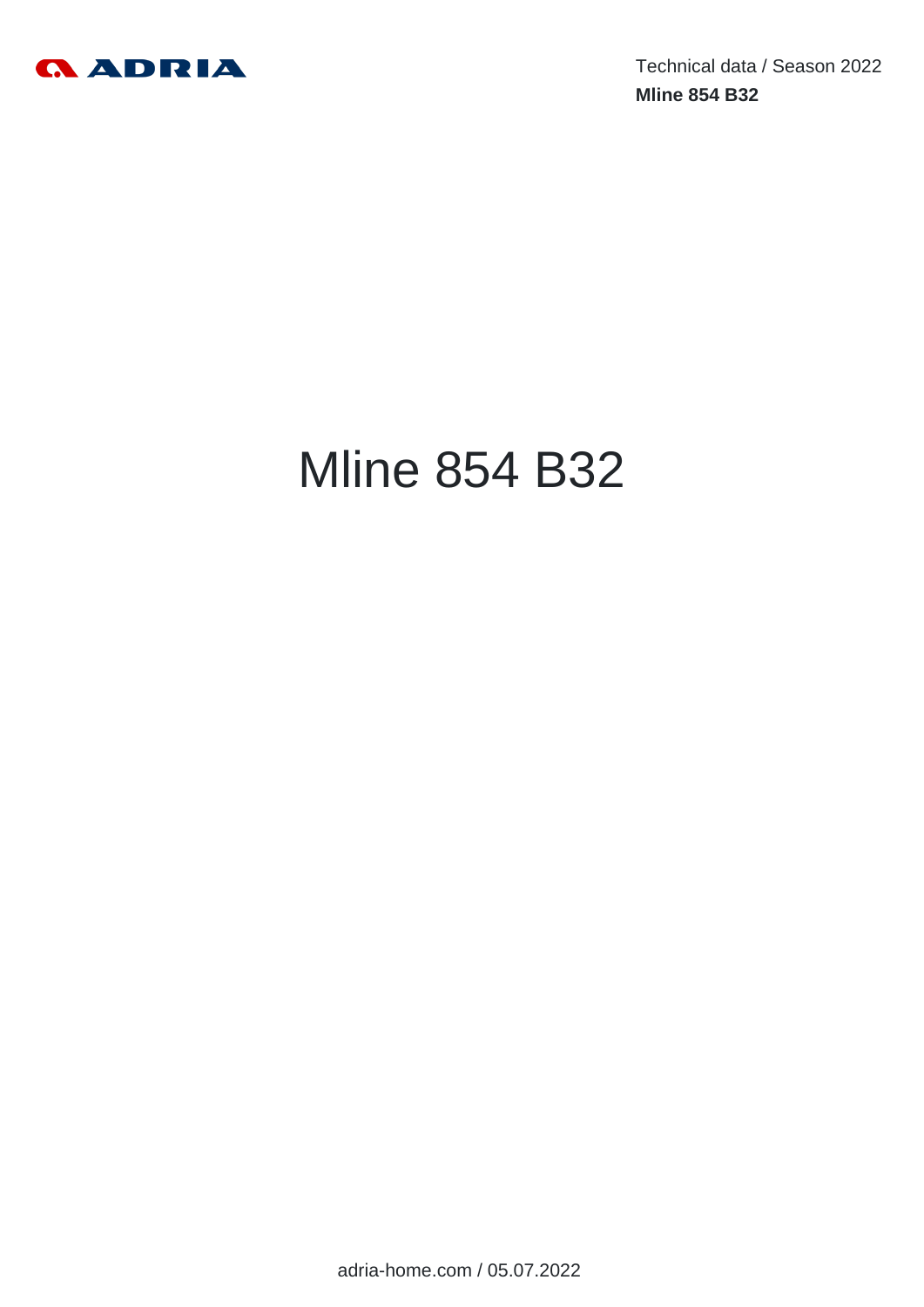Technical data / Season 2022

**Mline 854 B32**

# Mline 854 B32

adria-home.com / 05.07.2022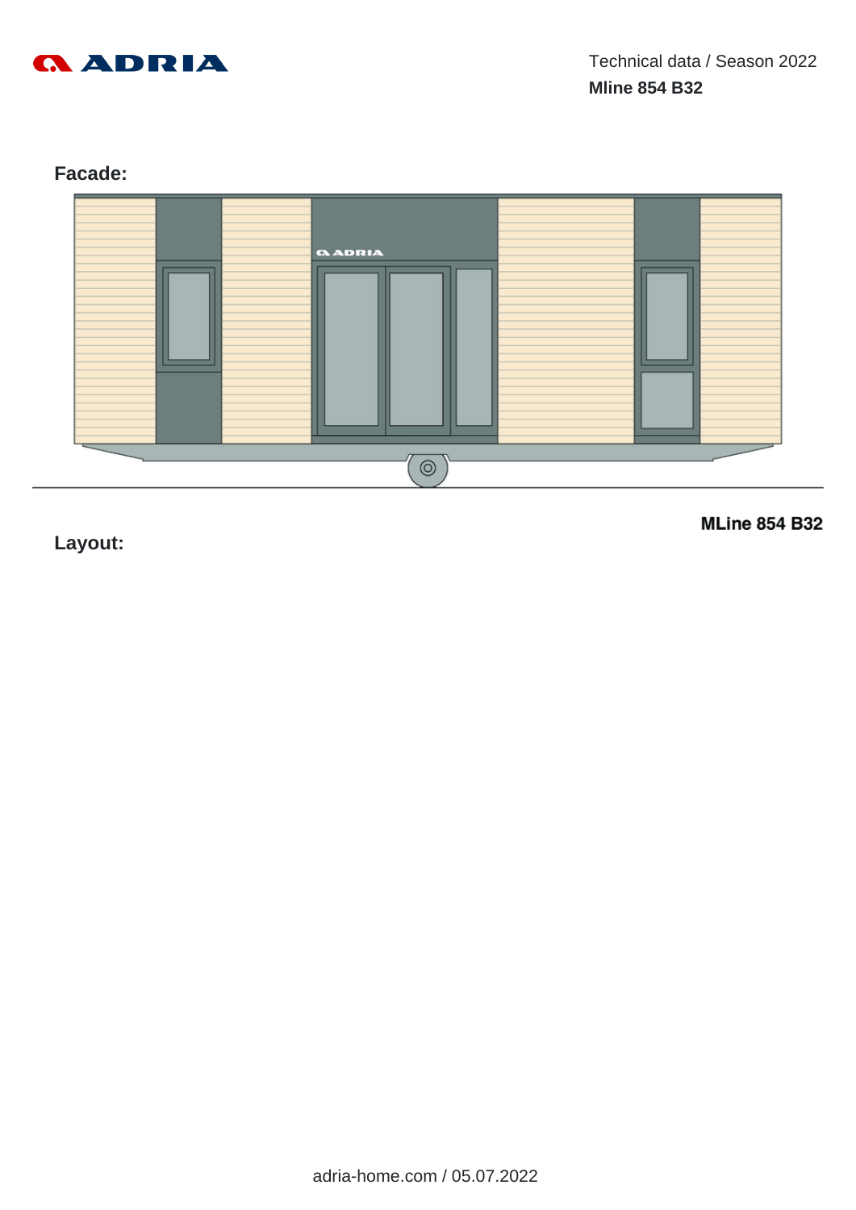Technical data / Season 2022

**Mline 854 B32**

## Facade:

## Layout:

**MLine 854 B32**

adria-home.com / 05.07.2022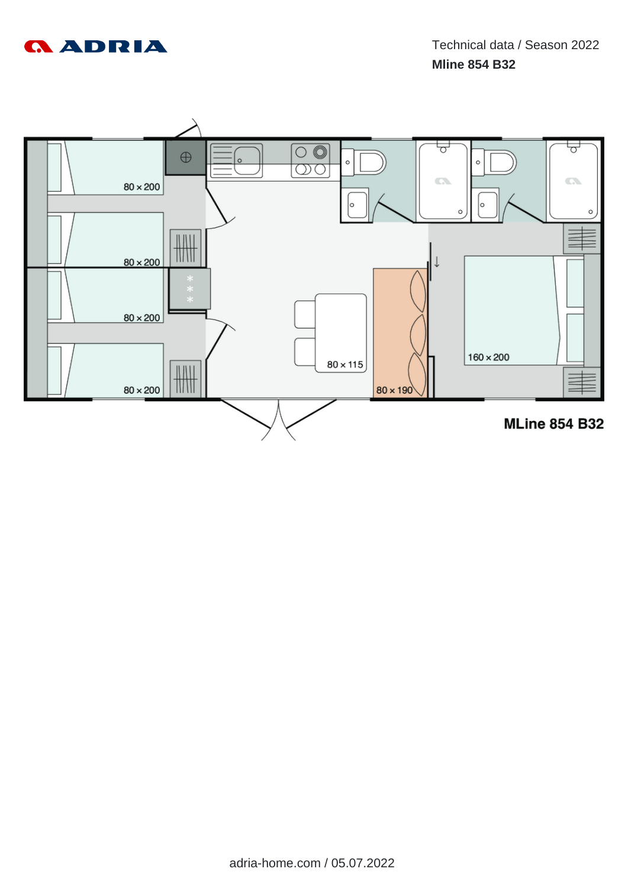Technical data / Season 2022

**Mline 854 B32**

80 × 200

80 × 200

80 × 200

80 × 200

80 × 115

80 × 190

160 × 200

**MLine 854 B32**

adria-home.com / 05.07.2022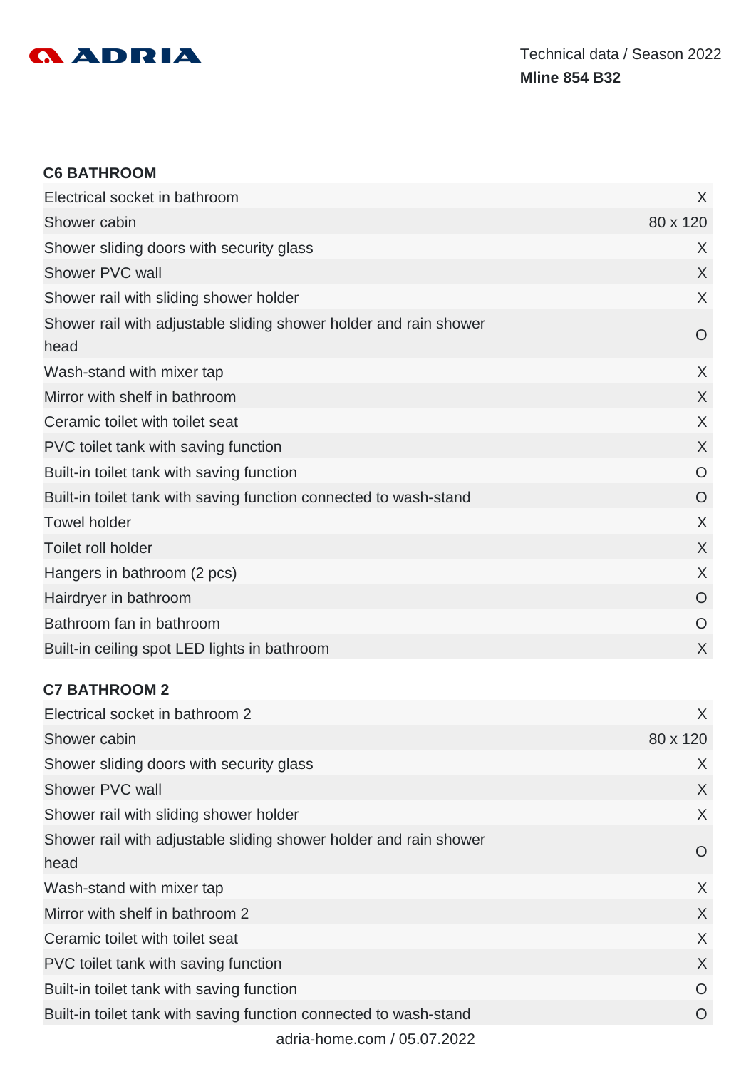### C6 BATHROOM

| | |
|---|---|
| Electrical socket in bathroom | X |
| Shower cabin | 80 x 120 |
| Shower sliding doors with security glass | X |
| Shower PVC wall | X |
| Shower rail with sliding shower holder | X |
| Shower rail with adjustable sliding shower holder and rain shower head | O |
| Wash-stand with mixer tap | X |
| Mirror with shelf in bathroom | X |
| Ceramic toilet with toilet seat | X |
| PVC toilet tank with saving function | X |
| Built-in toilet tank with saving function | O |
| Built-in toilet tank with saving function connected to wash-stand | O |
| Towel holder | X |
| Toilet roll holder | X |
| Hangers in bathroom (2 pcs) | X |
| Hairdryer in bathroom | O |
| Bathroom fan in bathroom | O |
| Built-in ceiling spot LED lights in bathroom | X |

### C7 BATHROOM 2

| | |
|---|---|
| Electrical socket in bathroom 2 | X |
| Shower cabin | 80 x 120 |
| Shower sliding doors with security glass | X |
| Shower PVC wall | X |
| Shower rail with sliding shower holder | X |
| Shower rail with adjustable sliding shower holder and rain shower head | O |
| Wash-stand with mixer tap | X |
| Mirror with shelf in bathroom 2 | X |
| Ceramic toilet with toilet seat | X |
| PVC toilet tank with saving function | X |
| Built-in toilet tank with saving function | O |
| Built-in toilet tank with saving function connected to wash-stand | O |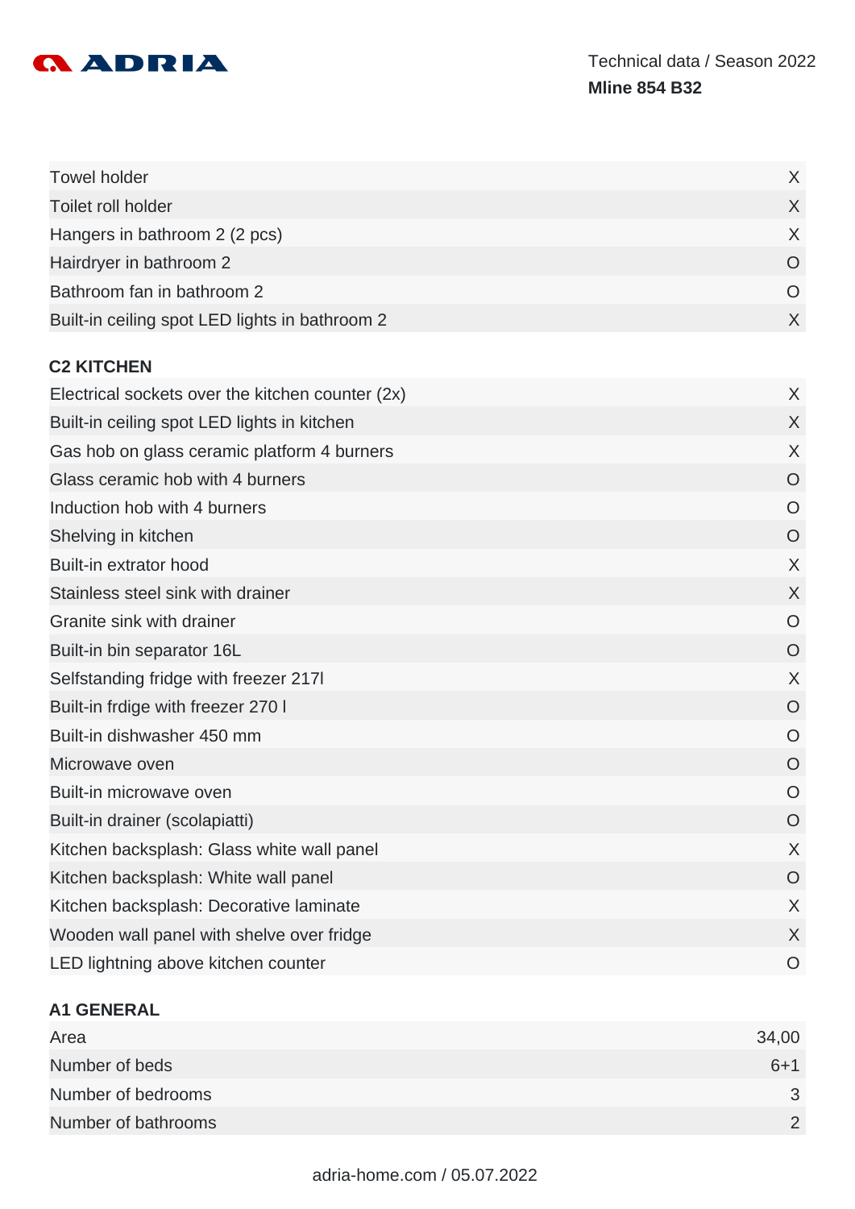| | |
|---|---|
| Towel holder | X |
| Toilet roll holder | X |
| Hangers in bathroom 2 (2 pcs) | X |
| Hairdryer in bathroom 2 | O |
| Bathroom fan in bathroom 2 | O |
| Built-in ceiling spot LED lights in bathroom 2 | X |

### C2 KITCHEN

| | |
|---|---|
| Electrical sockets over the kitchen counter (2x) | X |
| Built-in ceiling spot LED lights in kitchen | X |
| Gas hob on glass ceramic platform 4 burners | X |
| Glass ceramic hob with 4 burners | O |
| Induction hob with 4 burners | O |
| Shelving in kitchen | O |
| Built-in extrator hood | X |
| Stainless steel sink with drainer | X |
| Granite sink with drainer | O |
| Built-in bin separator 16L | O |
| Selfstanding fridge with freezer 217l | X |
| Built-in frdige with freezer 270 l | O |
| Built-in dishwasher 450 mm | O |
| Microwave oven | O |
| Built-in microwave oven | O |
| Built-in drainer (scolapiatti) | O |
| Kitchen backsplash: Glass white wall panel | X |
| Kitchen backsplash: White wall panel | O |
| Kitchen backsplash: Decorative laminate | X |
| Wooden wall panel with shelve over fridge | X |
| LED lightning above kitchen counter | O |

### A1 GENERAL

| | |
|---|---|
| Area | 34,00 |
| Number of beds | 6+1 |
| Number of bedrooms | 3 |
| Number of bathrooms | 2 |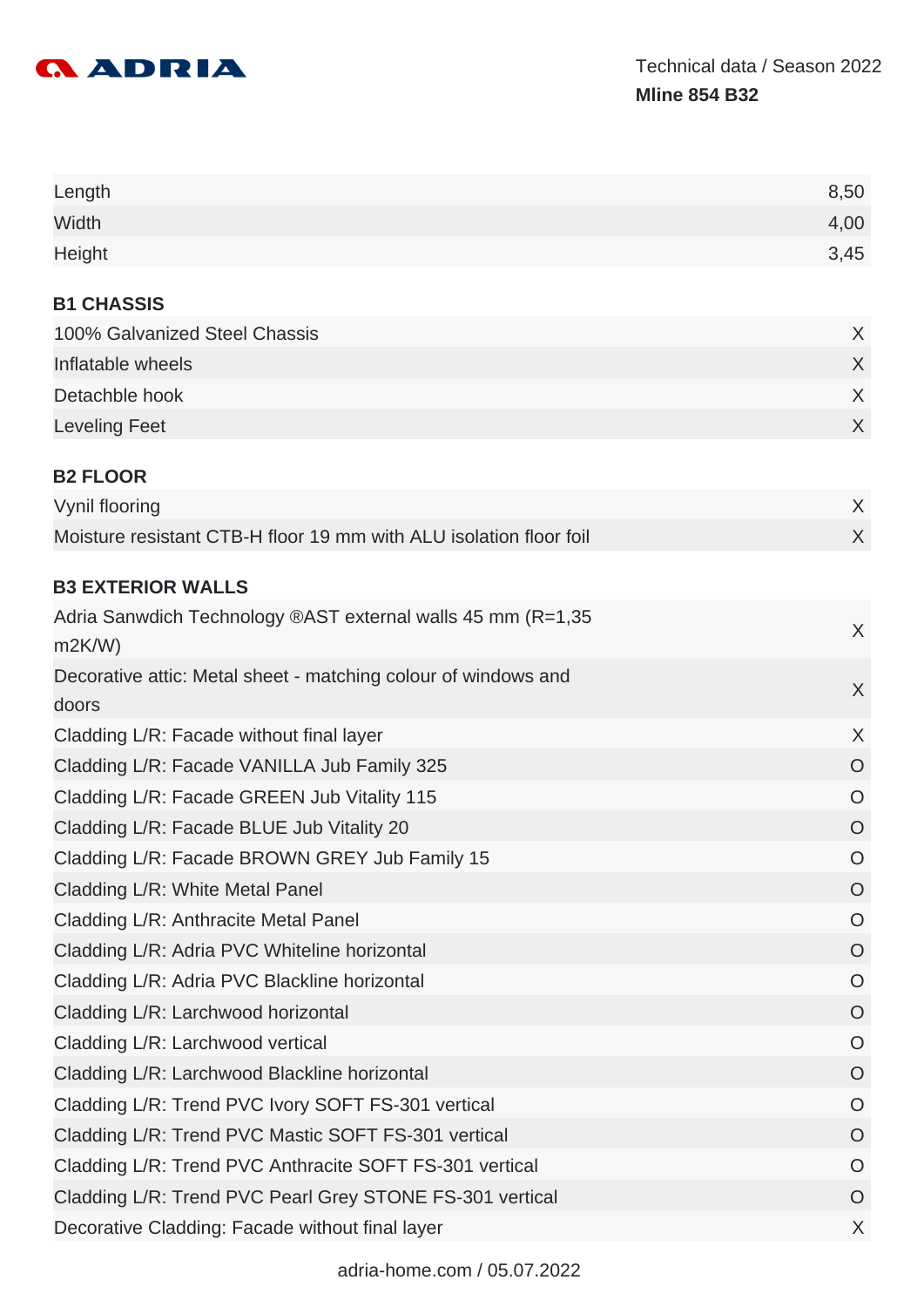ADRIA

Technical data / Season 2022

**Mline 854 B32**

| | |
|---|---|
| Length | 8,50 |
| Width | 4,00 |
| Height | 3,45 |

**B1 CHASSIS**

| | |
|---|---|
| 100% Galvanized Steel Chassis | X |
| Inflatable wheels | X |
| Detachble hook | X |
| Leveling Feet | X |

**B2 FLOOR**

| | |
|---|---|
| Vynil flooring | X |
| Moisture resistant CTB-H floor 19 mm with ALU isolation floor foil | X |

**B3 EXTERIOR WALLS**

| | |
|---|---|
| Adria Sanwdich Technology ®AST external walls 45 mm (R=1,35 m2K/W) | X |
| Decorative attic: Metal sheet - matching colour of windows and doors | X |
| Cladding L/R: Facade without final layer | X |
| Cladding L/R: Facade VANILLA Jub Family 325 | O |
| Cladding L/R: Facade GREEN Jub Vitality 115 | O |
| Cladding L/R: Facade BLUE Jub Vitality 20 | O |
| Cladding L/R: Facade BROWN GREY Jub Family 15 | O |
| Cladding L/R: White Metal Panel | O |
| Cladding L/R: Anthracite Metal Panel | O |
| Cladding L/R: Adria PVC Whiteline horizontal | O |
| Cladding L/R: Adria PVC Blackline horizontal | O |
| Cladding L/R: Larchwood horizontal | O |
| Cladding L/R: Larchwood vertical | O |
| Cladding L/R: Larchwood Blackline horizontal | O |
| Cladding L/R: Trend PVC Ivory SOFT FS-301 vertical | O |
| Cladding L/R: Trend PVC Mastic SOFT FS-301 vertical | O |
| Cladding L/R: Trend PVC Anthracite SOFT FS-301 vertical | O |
| Cladding L/R: Trend PVC Pearl Grey STONE FS-301 vertical | O |
| Decorative Cladding: Facade without final layer | X |

adria-home.com / 05.07.2022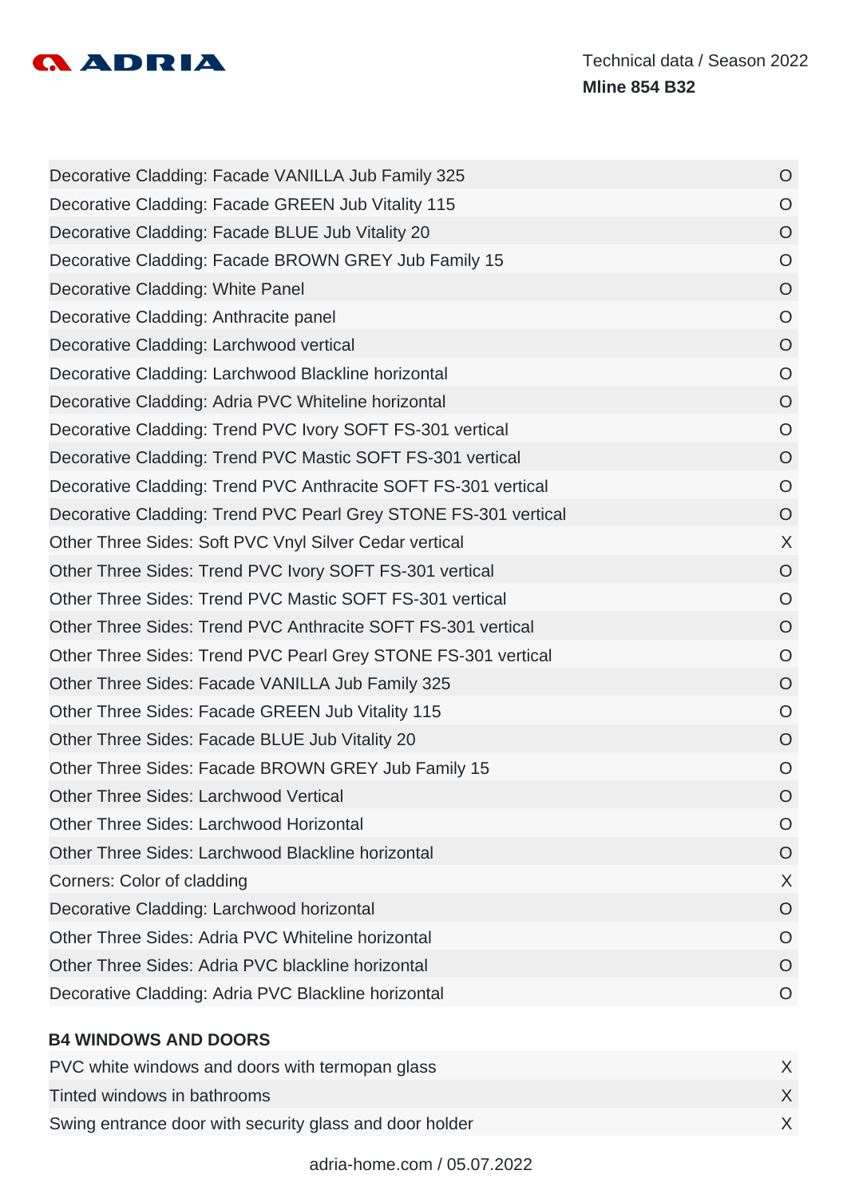| | |
|---|---|
| Decorative Cladding: Facade VANILLA Jub Family 325 | O |
| Decorative Cladding: Facade GREEN Jub Vitality 115 | O |
| Decorative Cladding: Facade BLUE Jub Vitality 20 | O |
| Decorative Cladding: Facade BROWN GREY Jub Family 15 | O |
| Decorative Cladding: White Panel | O |
| Decorative Cladding: Anthracite panel | O |
| Decorative Cladding: Larchwood vertical | O |
| Decorative Cladding: Larchwood Blackline horizontal | O |
| Decorative Cladding: Adria PVC Whiteline horizontal | O |
| Decorative Cladding: Trend PVC Ivory SOFT FS-301 vertical | O |
| Decorative Cladding: Trend PVC Mastic SOFT FS-301 vertical | O |
| Decorative Cladding: Trend PVC Anthracite SOFT FS-301 vertical | O |
| Decorative Cladding: Trend PVC Pearl Grey STONE FS-301 vertical | O |
| Other Three Sides: Soft PVC Vnyl Silver Cedar vertical | X |
| Other Three Sides: Trend PVC Ivory SOFT FS-301 vertical | O |
| Other Three Sides: Trend PVC Mastic SOFT FS-301 vertical | O |
| Other Three Sides: Trend PVC Anthracite SOFT FS-301 vertical | O |
| Other Three Sides: Trend PVC Pearl Grey STONE FS-301 vertical | O |
| Other Three Sides: Facade VANILLA Jub Family 325 | O |
| Other Three Sides: Facade GREEN Jub Vitality 115 | O |
| Other Three Sides: Facade BLUE Jub Vitality 20 | O |
| Other Three Sides: Facade BROWN GREY Jub Family 15 | O |
| Other Three Sides: Larchwood Vertical | O |
| Other Three Sides: Larchwood Horizontal | O |
| Other Three Sides: Larchwood Blackline horizontal | O |
| Corners: Color of cladding | X |
| Decorative Cladding: Larchwood horizontal | O |
| Other Three Sides: Adria PVC Whiteline horizontal | O |
| Other Three Sides: Adria PVC blackline horizontal | O |
| Decorative Cladding: Adria PVC Blackline horizontal | O |

**B4 WINDOWS AND DOORS**

| | |
|---|---|
| PVC white windows and doors with termopan glass | X |
| Tinted windows in bathrooms | X |
| Swing entrance door with security glass and door holder | X |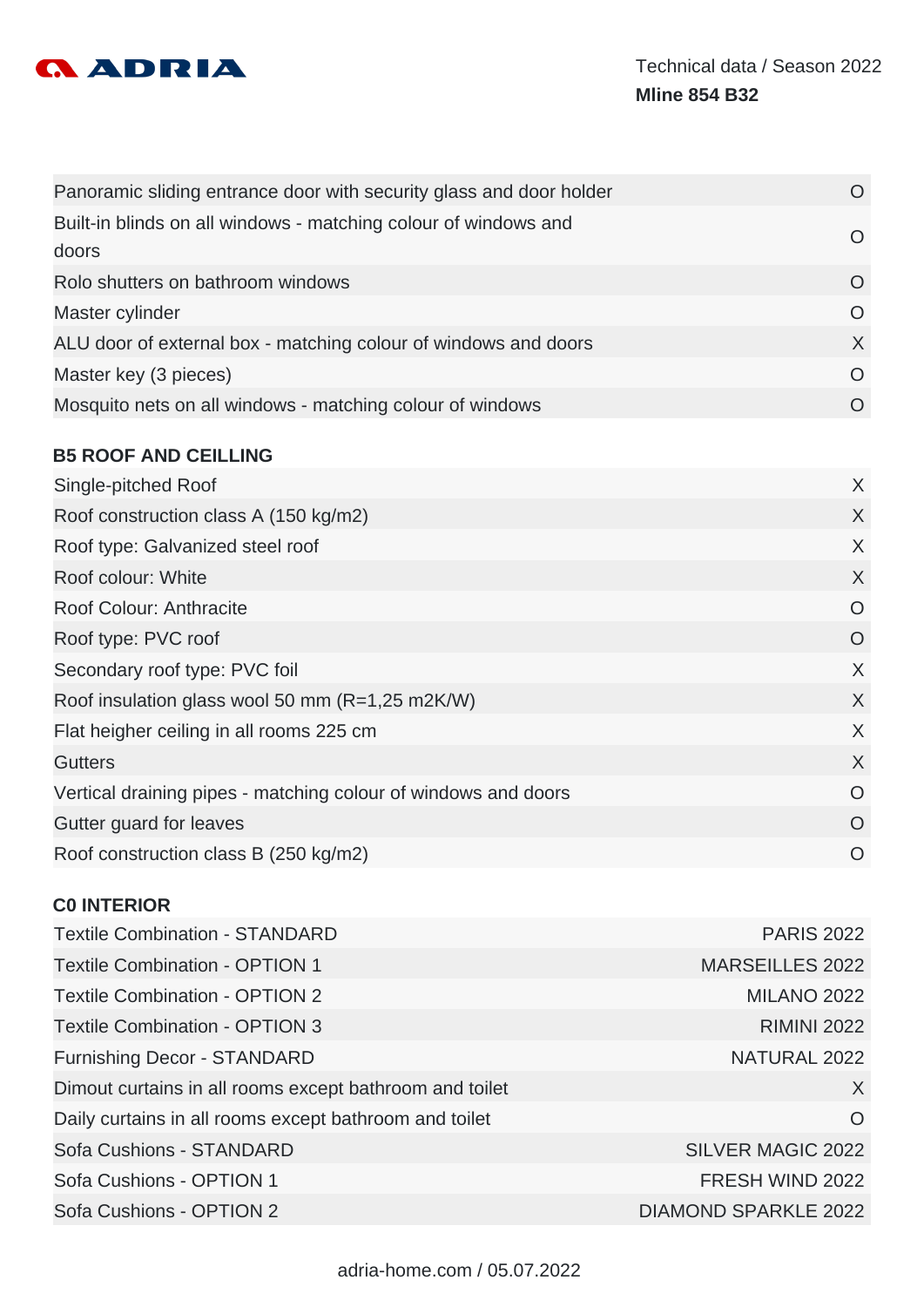| | |
|---|---|
| Panoramic sliding entrance door with security glass and door holder | O |
| Built-in blinds on all windows - matching colour of windows and doors | O |
| Rolo shutters on bathroom windows | O |
| Master cylinder | O |
| ALU door of external box - matching colour of windows and doors | X |
| Master key (3 pieces) | O |
| Mosquito nets on all windows - matching colour of windows | O |

### B5 ROOF AND CEILLING

| | |
|---|---|
| Single-pitched Roof | X |
| Roof construction class A (150 kg/m2) | X |
| Roof type: Galvanized steel roof | X |
| Roof colour: White | X |
| Roof Colour: Anthracite | O |
| Roof type: PVC roof | O |
| Secondary roof type: PVC foil | X |
| Roof insulation glass wool 50 mm (R=1,25 m2K/W) | X |
| Flat heigher ceiling in all rooms 225 cm | X |
| Gutters | X |
| Vertical draining pipes - matching colour of windows and doors | O |
| Gutter guard for leaves | O |
| Roof construction class B (250 kg/m2) | O |

### C0 INTERIOR

| | |
|---|---|
| Textile Combination - STANDARD | PARIS 2022 |
| Textile Combination - OPTION 1 | MARSEILLES 2022 |
| Textile Combination - OPTION 2 | MILANO 2022 |
| Textile Combination - OPTION 3 | RIMINI 2022 |
| Furnishing Decor - STANDARD | NATURAL 2022 |
| Dimout curtains in all rooms except bathroom and toilet | X |
| Daily curtains in all rooms except bathroom and toilet | O |
| Sofa Cushions - STANDARD | SILVER MAGIC 2022 |
| Sofa Cushions - OPTION 1 | FRESH WIND 2022 |
| Sofa Cushions - OPTION 2 | DIAMOND SPARKLE 2022 |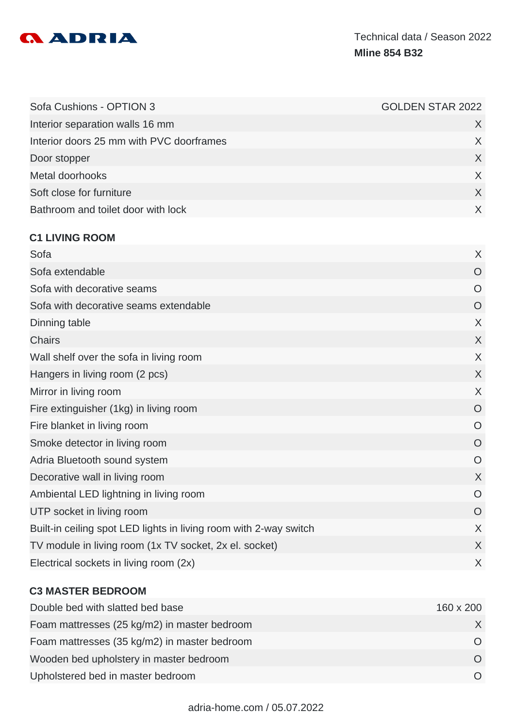| | |
|---|---|
| Sofa Cushions - OPTION 3 | GOLDEN STAR 2022 |
| Interior separation walls 16 mm | X |
| Interior doors 25 mm with PVC doorframes | X |
| Door stopper | X |
| Metal doorhooks | X |
| Soft close for furniture | X |
| Bathroom and toilet door with lock | X |

### C1 LIVING ROOM

| | |
|---|---|
| Sofa | X |
| Sofa extendable | O |
| Sofa with decorative seams | O |
| Sofa with decorative seams extendable | O |
| Dinning table | X |
| Chairs | X |
| Wall shelf over the sofa in living room | X |
| Hangers in living room (2 pcs) | X |
| Mirror in living room | X |
| Fire extinguisher (1kg) in living room | O |
| Fire blanket in living room | O |
| Smoke detector in living room | O |
| Adria Bluetooth sound system | O |
| Decorative wall in living room | X |
| Ambiental LED lightning in living room | O |
| UTP socket in living room | O |
| Built-in ceiling spot LED lights in living room with 2-way switch | X |
| TV module in living room (1x TV socket, 2x el. socket) | X |
| Electrical sockets in living room (2x) | X |

### C3 MASTER BEDROOM

| | |
|---|---|
| Double bed with slatted bed base | 160 x 200 |
| Foam mattresses (25 kg/m2) in master bedroom | X |
| Foam mattresses (35 kg/m2) in master bedroom | O |
| Wooden bed upholstery in master bedroom | O |
| Upholstered bed in master bedroom | O |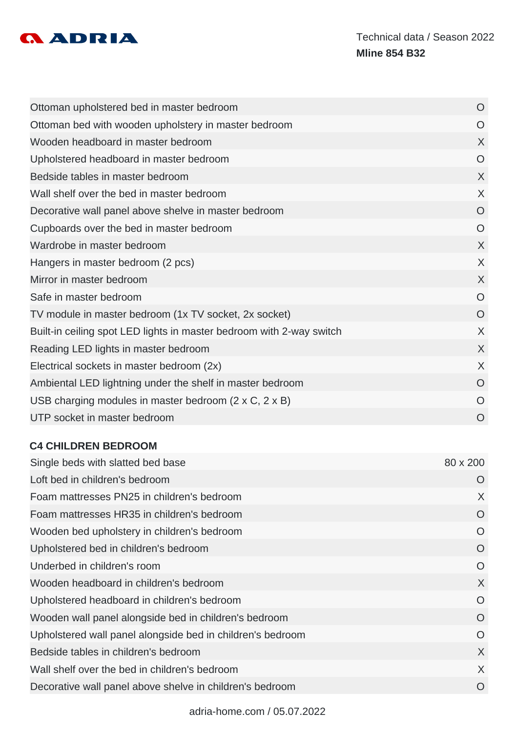| | |
|---|---|
| Ottoman upholstered bed in master bedroom | O |
| Ottoman bed with wooden upholstery in master bedroom | O |
| Wooden headboard in master bedroom | X |
| Upholstered headboard in master bedroom | O |
| Bedside tables in master bedroom | X |
| Wall shelf over the bed in master bedroom | X |
| Decorative wall panel above shelve in master bedroom | O |
| Cupboards over the bed in master bedroom | O |
| Wardrobe in master bedroom | X |
| Hangers in master bedroom (2 pcs) | X |
| Mirror in master bedroom | X |
| Safe in master bedroom | O |
| TV module in master bedroom (1x TV socket, 2x socket) | O |
| Built-in ceiling spot LED lights in master bedroom with 2-way switch | X |
| Reading LED lights in master bedroom | X |
| Electrical sockets in master bedroom (2x) | X |
| Ambiental LED lightning under the shelf in master bedroom | O |
| USB charging modules in master bedroom (2 x C, 2 x B) | O |
| UTP socket in master bedroom | O |

### C4 CHILDREN BEDROOM

| | |
|---|---|
| Single beds with slatted bed base | 80 x 200 |
| Loft bed in children's bedroom | O |
| Foam mattresses PN25 in children's bedroom | X |
| Foam mattresses HR35 in children's bedroom | O |
| Wooden bed upholstery in children's bedroom | O |
| Upholstered bed in children's bedroom | O |
| Underbed in children's room | O |
| Wooden headboard in children's bedroom | X |
| Upholstered headboard in children's bedroom | O |
| Wooden wall panel alongside bed in children's bedroom | O |
| Upholstered wall panel alongside bed in children's bedroom | O |
| Bedside tables in children's bedroom | X |
| Wall shelf over the bed in children's bedroom | X |
| Decorative wall panel above shelve in children's bedroom | O |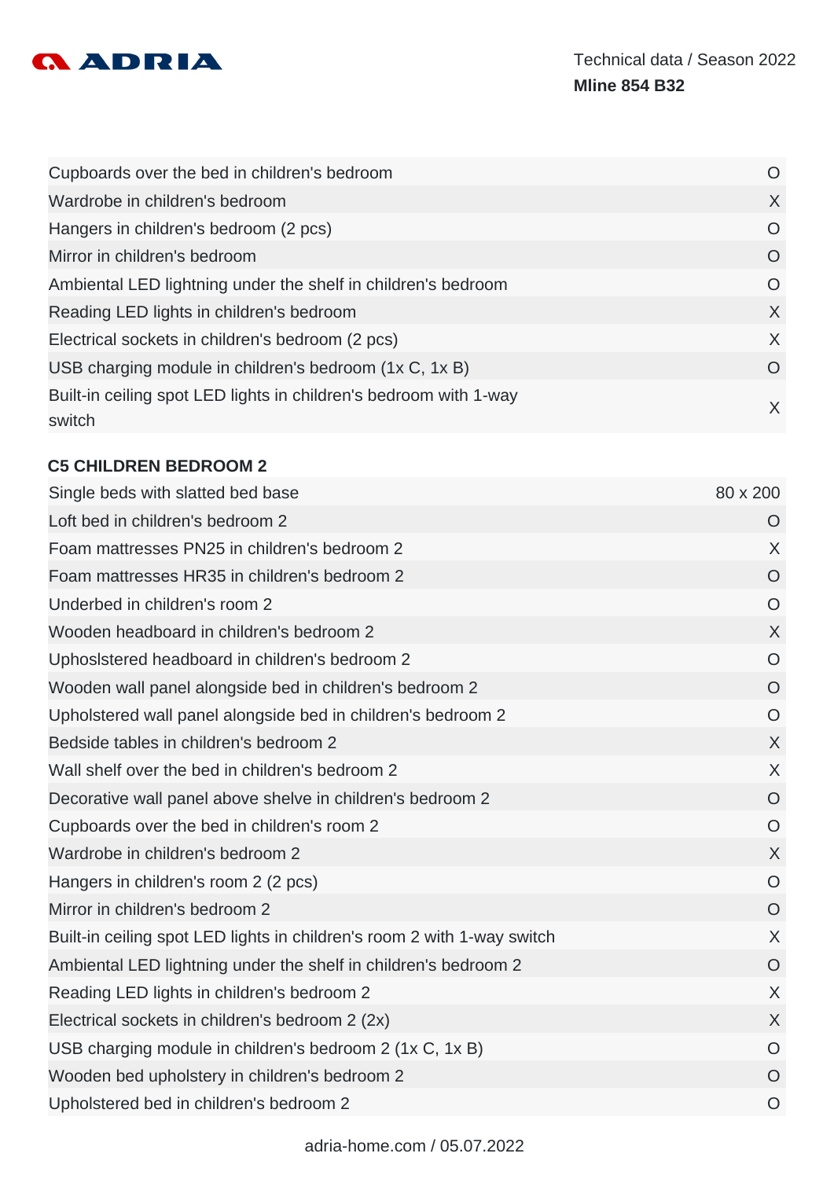| | |
|---|---|
| Cupboards over the bed in children's bedroom | O |
| Wardrobe in children's bedroom | X |
| Hangers in children's bedroom (2 pcs) | O |
| Mirror in children's bedroom | O |
| Ambiental LED lightning under the shelf in children's bedroom | O |
| Reading LED lights in children's bedroom | X |
| Electrical sockets in children's bedroom (2 pcs) | X |
| USB charging module in children's bedroom (1x C, 1x B) | O |
| Built-in ceiling spot LED lights in children's bedroom with 1-way switch | X |

## C5 CHILDREN BEDROOM 2

| | |
|---|---|
| Single beds with slatted bed base | 80 x 200 |
| Loft bed in children's bedroom 2 | O |
| Foam mattresses PN25 in children's bedroom 2 | X |
| Foam mattresses HR35 in children's bedroom 2 | O |
| Underbed in children's room 2 | O |
| Wooden headboard in children's bedroom 2 | X |
| Uphoslstered headboard in children's bedroom 2 | O |
| Wooden wall panel alongside bed in children's bedroom 2 | O |
| Upholstered wall panel alongside bed in children's bedroom 2 | O |
| Bedside tables in children's bedroom 2 | X |
| Wall shelf over the bed in children's bedroom 2 | X |
| Decorative wall panel above shelve in children's bedroom 2 | O |
| Cupboards over the bed in children's room 2 | O |
| Wardrobe in children's bedroom 2 | X |
| Hangers in children's room 2 (2 pcs) | O |
| Mirror in children's bedroom 2 | O |
| Built-in ceiling spot LED lights in children's room 2 with 1-way switch | X |
| Ambiental LED lightning under the shelf in children's bedroom 2 | O |
| Reading LED lights in children's bedroom 2 | X |
| Electrical sockets in children's bedroom 2 (2x) | X |
| USB charging module in children's bedroom 2 (1x C, 1x B) | O |
| Wooden bed upholstery in children's bedroom 2 | O |
| Upholstered bed in children's bedroom 2 | O |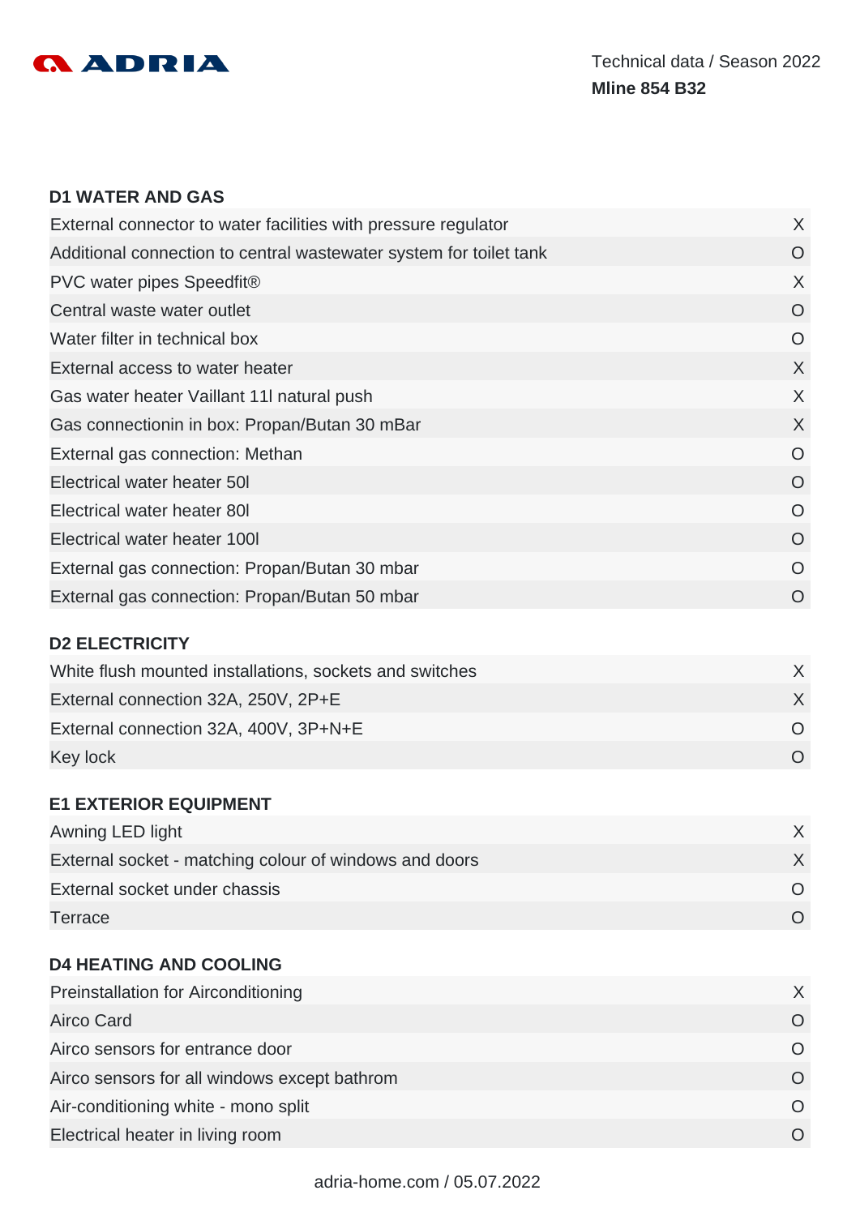Technical data / Season 2022

**Mline 854 B32**

### D1 WATER AND GAS

| | |
|---|---|
| External connector to water facilities with pressure regulator | X |
| Additional connection to central wastewater system for toilet tank | O |
| PVC water pipes Speedfit® | X |
| Central waste water outlet | O |
| Water filter in technical box | O |
| External access to water heater | X |
| Gas water heater Vaillant 11l natural push | X |
| Gas connectionin in box: Propan/Butan 30 mBar | X |
| External gas connection: Methan | O |
| Electrical water heater 50l | O |
| Electrical water heater 80l | O |
| Electrical water heater 100l | O |
| External gas connection: Propan/Butan 30 mbar | O |
| External gas connection: Propan/Butan 50 mbar | O |

### D2 ELECTRICITY

| | |
|---|---|
| White flush mounted installations, sockets and switches | X |
| External connection 32A, 250V, 2P+E | X |
| External connection 32A, 400V, 3P+N+E | O |
| Key lock | O |

### E1 EXTERIOR EQUIPMENT

| | |
|---|---|
| Awning LED light | X |
| External socket - matching colour of windows and doors | X |
| External socket under chassis | O |
| Terrace | O |

### D4 HEATING AND COOLING

| | |
|---|---|
| Preinstallation for Airconditioning | X |
| Airco Card | O |
| Airco sensors for entrance door | O |
| Airco sensors for all windows except bathrom | O |
| Air-conditioning white - mono split | O |
| Electrical heater in living room | O |

adria-home.com / 05.07.2022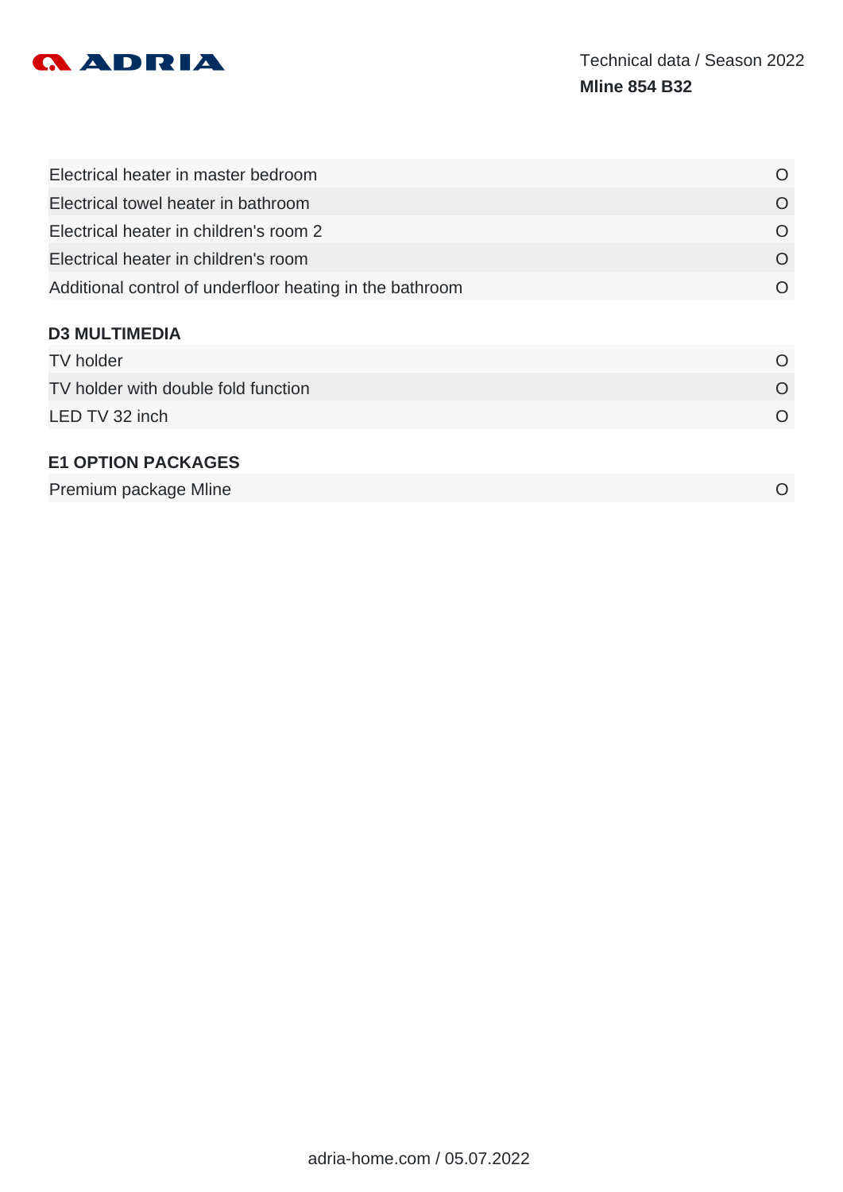| | |
|---|---|
| Electrical heater in master bedroom | O |
| Electrical towel heater in bathroom | O |
| Electrical heater in children's room 2 | O |
| Electrical heater in children's room | O |
| Additional control of underfloor heating in the bathroom | O |

### D3 MULTIMEDIA

| | |
|---|---|
| TV holder | O |
| TV holder with double fold function | O |
| LED TV 32 inch | O |

### E1 OPTION PACKAGES

| | |
|---|---|
| Premium package Mline | O |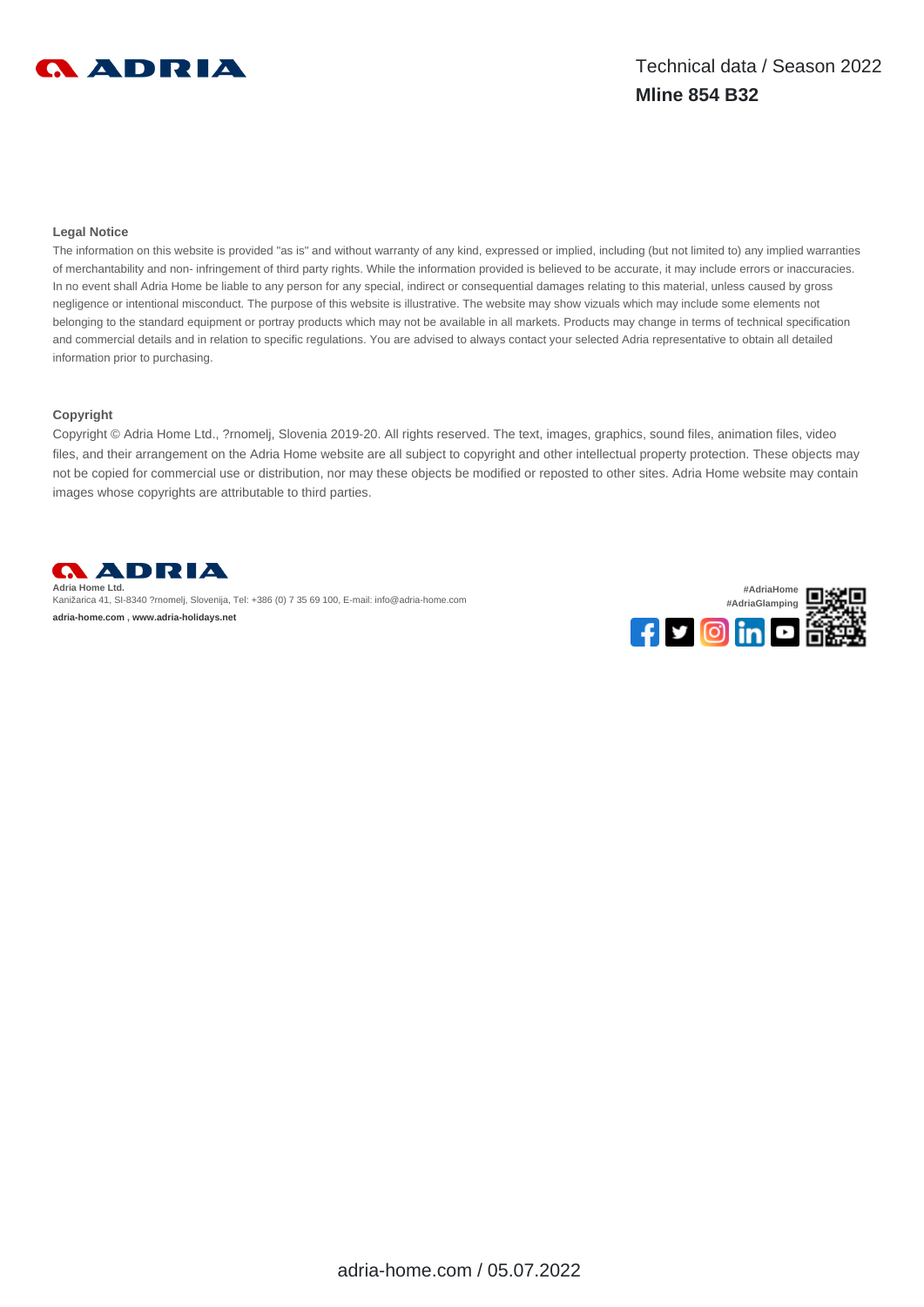#### Legal Notice

The information on this website is provided "as is" and without warranty of any kind, expressed or implied, including (but not limited to) any implied warranties of merchantability and non- infringement of third party rights. While the information provided is believed to be accurate, it may include errors or inaccuracies. In no event shall Adria Home be liable to any person for any special, indirect or consequential damages relating to this material, unless caused by gross negligence or intentional misconduct. The purpose of this website is illustrative. The website may show vizuals which may include some elements not belonging to the standard equipment or portray products which may not be available in all markets. Products may change in terms of technical specification and commercial details and in relation to specific regulations. You are advised to always contact your selected Adria representative to obtain all detailed information prior to purchasing.

#### Copyright

Copyright © Adria Home Ltd., ?rnomelj, Slovenia 2019-20. All rights reserved. The text, images, graphics, sound files, animation files, video files, and their arrangement on the Adria Home website are all subject to copyright and other intellectual property protection. These objects may not be copied for commercial use or distribution, nor may these objects be modified or reposted to other sites. Adria Home website may contain images whose copyrights are attributable to third parties.

**Adria Home Ltd.**
Kanižarica 41, SI-8340 ?rnomelj, Slovenija, Tel: +386 (0) 7 35 69 100, E-mail: info@adria-home.com

**adria-home.com , www.adria-holidays.net**

**#AdriaHome**
**#AdriaGlamping**